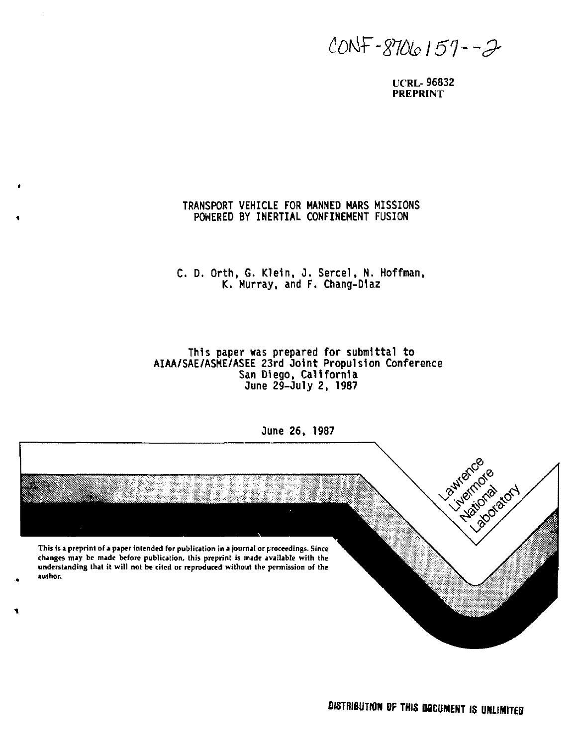CONF-8706157--2

UCRL-96832
PREPRINT

# TRANSPORT VEHICLE FOR MANNED MARS MISSIONS POWERED BY INERTIAL CONFINEMENT FUSION

C. D. Orth, G. Klein, J. Sercel, N. Hoffman, K. Murray, and F. Chang-Díaz

This paper was prepared for submittal to
AIAA/SAE/ASME/ASEE 23rd Joint Propulsion Conference
San Diego, California
June 29-July 2, 1987

June 26, 1987

Lawrence Livermore National Laboratory

This is a preprint of a paper intended for publication in a journal or proceedings. Since changes may be made before publication, this preprint is made available with the understanding that it will not be cited or reproduced without the permission of the author.

**DISTRIBUTION OF THIS DOCUMENT IS UNLIMITED**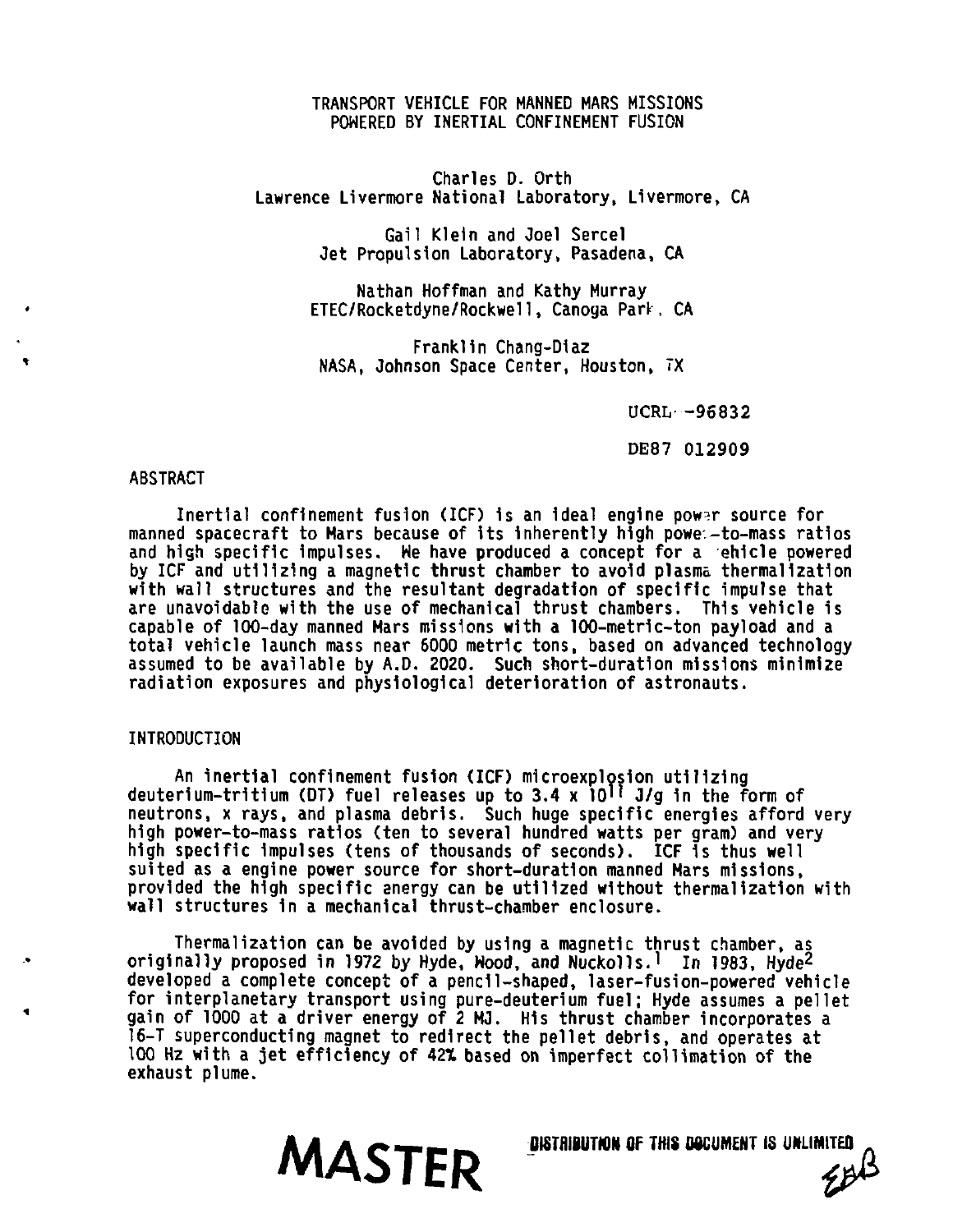TRANSPORT VEHICLE FOR MANNED MARS MISSIONS
POWERED BY INERTIAL CONFINEMENT FUSION

Charles D. Orth
Lawrence Livermore National Laboratory, Livermore, CA

Gail Klein and Joel Sercel
Jet Propulsion Laboratory, Pasadena, CA

Nathan Hoffman and Kathy Murray
ETEC/Rocketdyne/Rockwell, Canoga Park, CA

Franklin Chang-Diaz
NASA, Johnson Space Center, Houston, TX

UCRL--96832

DE87 012909

## ABSTRACT

Inertial confinement fusion (ICF) is an ideal engine power source for manned spacecraft to Mars because of its inherently high power-to-mass ratios and high specific impulses. We have produced a concept for a vehicle powered by ICF and utilizing a magnetic thrust chamber to avoid plasma thermalization with wall structures and the resultant degradation of specific impulse that are unavoidable with the use of mechanical thrust chambers. This vehicle is capable of 100-day manned Mars missions with a 100-metric-ton payload and a total vehicle launch mass near 6000 metric tons, based on advanced technology assumed to be available by A.D. 2020. Such short-duration missions minimize radiation exposures and physiological deterioration of astronauts.

## INTRODUCTION

An inertial confinement fusion (ICF) microexplosion utilizing deuterium-tritium (DT) fuel releases up to $3.4 \times 10^{11}$ J/g in the form of neutrons, x rays, and plasma debris. Such huge specific energies afford very high power-to-mass ratios (ten to several hundred watts per gram) and very high specific impulses (tens of thousands of seconds). ICF is thus well suited as a engine power source for short-duration manned Mars missions, provided the high specific energy can be utilized without thermalization with wall structures in a mechanical thrust-chamber enclosure.

Thermalization can be avoided by using a magnetic thrust chamber, as originally proposed in 1972 by Hyde, Wood, and Nuckolls.[1] In 1983, Hyde[2] developed a complete concept of a pencil-shaped, laser-fusion-powered vehicle for interplanetary transport using pure-deuterium fuel; Hyde assumes a pellet gain of 1000 at a driver energy of 2 MJ. His thrust chamber incorporates a 16-T superconducting magnet to redirect the pellet debris, and operates at 100 Hz with a jet efficiency of 42% based on imperfect collimation of the exhaust plume.

MASTER

DISTRIBUTION OF THIS DOCUMENT IS UNLIMITED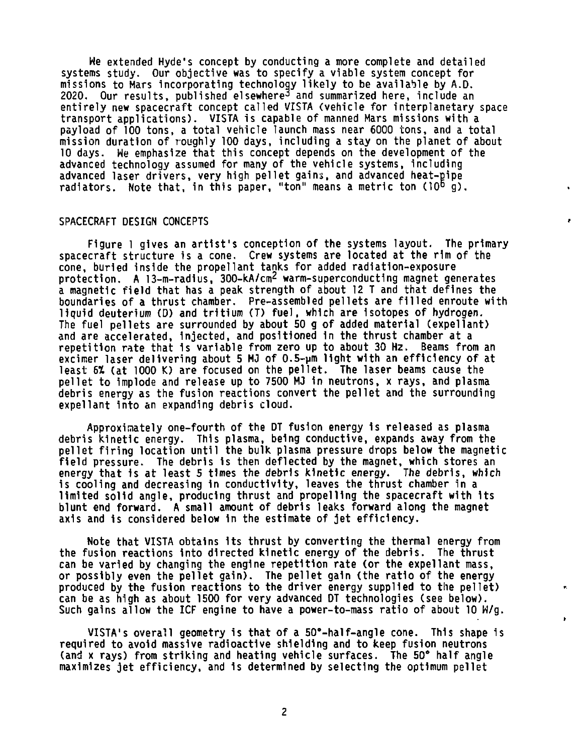We extended Hyde's concept by conducting a more complete and detailed systems study. Our objective was to specify a viable system concept for missions to Mars incorporating technology likely to be available by A.D. 2020. Our results, published elsewhere[3] and summarized here, include an entirely new spacecraft concept called VISTA (vehicle for interplanetary space transport applications). VISTA is capable of manned Mars missions with a payload of 100 tons, a total vehicle launch mass near 6000 tons, and a total mission duration of roughly 100 days, including a stay on the planet of about 10 days. We emphasize that this concept depends on the development of the advanced technology assumed for many of the vehicle systems, including advanced laser drivers, very high pellet gains, and advanced heat-pipe radiators. Note that, in this paper, "ton" means a metric ton ($10^6$ g).

## SPACECRAFT DESIGN CONCEPTS

Figure 1 gives an artist's conception of the systems layout. The primary spacecraft structure is a cone. Crew systems are located at the rim of the cone, buried inside the propellant tanks for added radiation-exposure protection. A 13-m-radius, 300-kA/cm$^2$ warm-superconducting magnet generates a magnetic field that has a peak strength of about 12 T and that defines the boundaries of a thrust chamber. Pre-assembled pellets are filled enroute with liquid deuterium (D) and tritium (T) fuel, which are isotopes of hydrogen. The fuel pellets are surrounded by about 50 g of added material (expellant) and are accelerated, injected, and positioned in the thrust chamber at a repetition rate that is variable from zero up to about 30 Hz. Beams from an excimer laser delivering about 5 MJ of 0.5-μm light with an efficiency of at least 6% (at 1000 K) are focused on the pellet. The laser beams cause the pellet to implode and release up to 7500 MJ in neutrons, x rays, and plasma debris energy as the fusion reactions convert the pellet and the surrounding expellant into an expanding debris cloud.

Approximately one-fourth of the DT fusion energy is released as plasma debris kinetic energy. This plasma, being conductive, expands away from the pellet firing location until the bulk plasma pressure drops below the magnetic field pressure. The debris is then deflected by the magnet, which stores an energy that is at least 5 times the debris kinetic energy. The debris, which is cooling and decreasing in conductivity, leaves the thrust chamber in a limited solid angle, producing thrust and propelling the spacecraft with its blunt end forward. A small amount of debris leaks forward along the magnet axis and is considered below in the estimate of jet efficiency.

Note that VISTA obtains its thrust by converting the thermal energy from the fusion reactions into directed kinetic energy of the debris. The thrust can be varied by changing the engine repetition rate (or the expellant mass, or possibly even the pellet gain). The pellet gain (the ratio of the energy produced by the fusion reactions to the driver energy supplied to the pellet) can be as high as about 1500 for very advanced DT technologies (see below). Such gains allow the ICF engine to have a power-to-mass ratio of about 10 W/g.

VISTA's overall geometry is that of a 50°-half-angle cone. This shape is required to avoid massive radioactive shielding and to keep fusion neutrons (and x rays) from striking and heating vehicle surfaces. The 50° half angle maximizes jet efficiency, and is determined by selecting the optimum pellet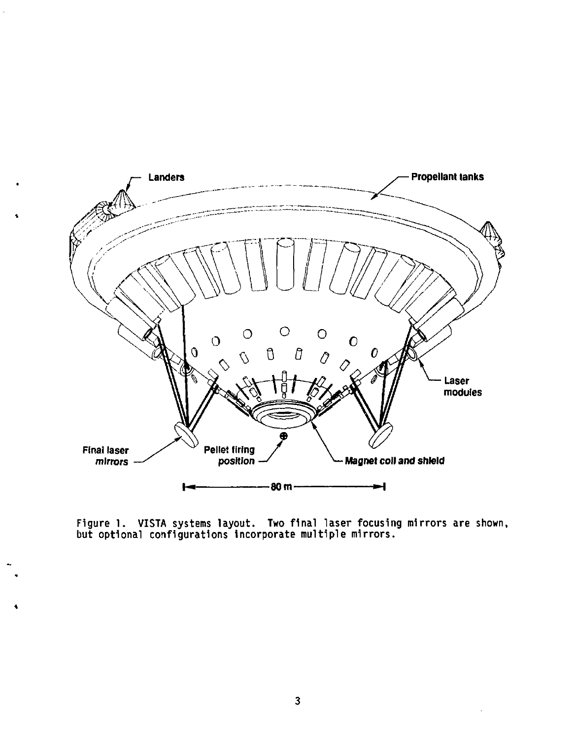Figure 1. VISTA systems layout. Two final laser focusing mirrors are shown, but optional configurations incorporate multiple mirrors.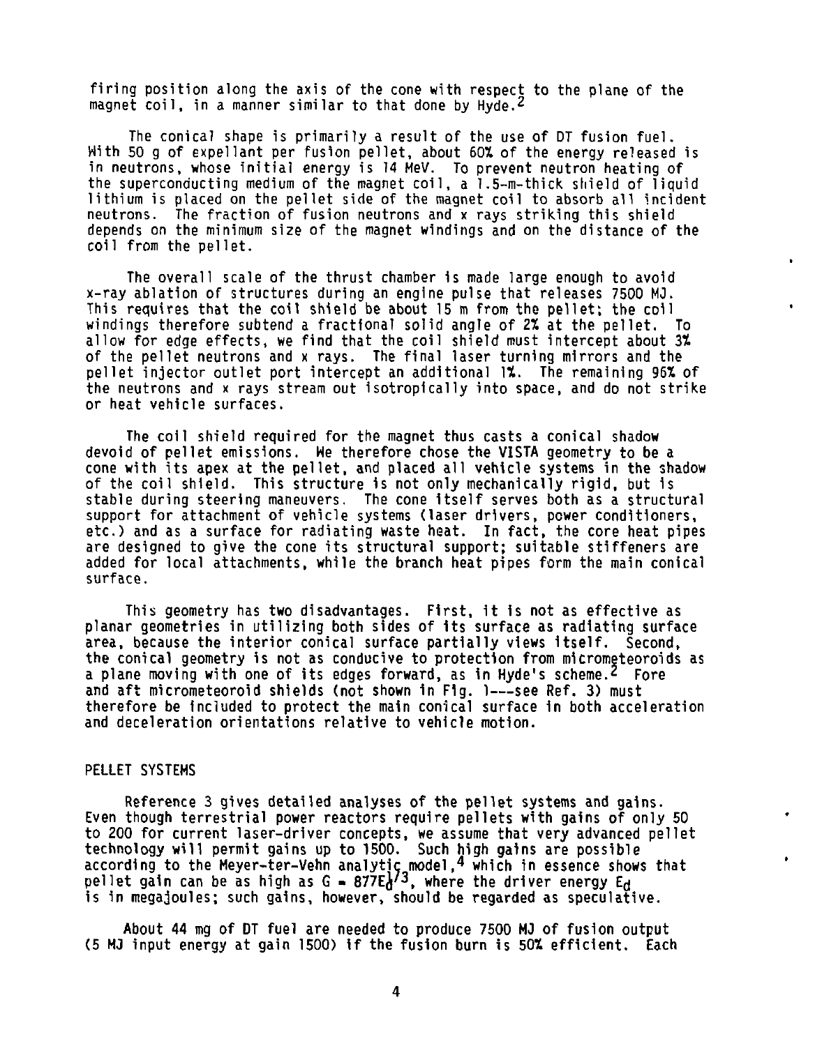firing position along the axis of the cone with respect to the plane of the magnet coil, in a manner similar to that done by Hyde.[2]

The conical shape is primarily a result of the use of DT fusion fuel. With 50 g of expellant per fusion pellet, about 60% of the energy released is in neutrons, whose initial energy is 14 MeV. To prevent neutron heating of the superconducting medium of the magnet coil, a 1.5-m-thick shield of liquid lithium is placed on the pellet side of the magnet coil to absorb all incident neutrons. The fraction of fusion neutrons and x rays striking this shield depends on the minimum size of the magnet windings and on the distance of the coil from the pellet.

The overall scale of the thrust chamber is made large enough to avoid x-ray ablation of structures during an engine pulse that releases 7500 MJ. This requires that the coil shield be about 15 m from the pellet; the coil windings therefore subtend a fractional solid angle of 2% at the pellet. To allow for edge effects, we find that the coil shield must intercept about 3% of the pellet neutrons and x rays. The final laser turning mirrors and the pellet injector outlet port intercept an additional 1%. The remaining 96% of the neutrons and x rays stream out isotropically into space, and do not strike or heat vehicle surfaces.

The coil shield required for the magnet thus casts a conical shadow devoid of pellet emissions. We therefore chose the VISTA geometry to be a cone with its apex at the pellet, and placed all vehicle systems in the shadow of the coil shield. This structure is not only mechanically rigid, but is stable during steering maneuvers. The cone itself serves both as a structural support for attachment of vehicle systems (laser drivers, power conditioners, etc.) and as a surface for radiating waste heat. In fact, the core heat pipes are designed to give the cone its structural support; suitable stiffeners are added for local attachments, while the branch heat pipes form the main conical surface.

This geometry has two disadvantages. First, it is not as effective as planar geometries in utilizing both sides of its surface as radiating surface area, because the interior conical surface partially views itself. Second, the conical geometry is not as conducive to protection from micrometeoroids as a plane moving with one of its edges forward, as in Hyde's scheme.[2] Fore and aft micrometeoroid shields (not shown in Fig. 1---see Ref. 3) must therefore be included to protect the main conical surface in both acceleration and deceleration orientations relative to vehicle motion.

## PELLET SYSTEMS

Reference 3 gives detailed analyses of the pellet systems and gains. Even though terrestrial power reactors require pellets with gains of only 50 to 200 for current laser-driver concepts, we assume that very advanced pellet technology will permit gains up to 1500. Such high gains are possible according to the Meyer-ter-Vehn analytic model,[4] which in essence shows that pellet gain can be as high as $G = 877E_d^{1/3}$, where the driver energy $E_d$ is in megajoules; such gains, however, should be regarded as speculative.

About 44 mg of DT fuel are needed to produce 7500 MJ of fusion output (5 MJ input energy at gain 1500) if the fusion burn is 50% efficient. Each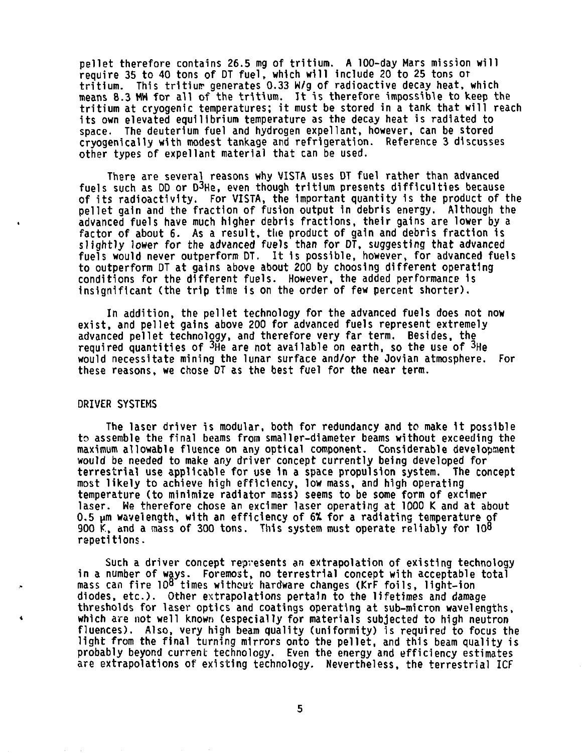pellet therefore contains 26.5 mg of tritium. A 100-day Mars mission will require 35 to 40 tons of DT fuel, which will include 20 to 25 tons of tritium. This tritium generates 0.33 W/g of radioactive decay heat, which means 8.3 MW for all of the tritium. It is therefore impossible to keep the tritium at cryogenic temperatures; it must be stored in a tank that will reach its own elevated equilibrium temperature as the decay heat is radiated to space. The deuterium fuel and hydrogen expellant, however, can be stored cryogenically with modest tankage and refrigeration. Reference 3 discusses other types of expellant material that can be used.

There are several reasons why VISTA uses DT fuel rather than advanced fuels such as DD or $D^3He$, even though tritium presents difficulties because of its radioactivity. For VISTA, the important quantity is the product of the pellet gain and the fraction of fusion output in debris energy. Although the advanced fuels have much higher debris fractions, their gains are lower by a factor of about 6. As a result, the product of gain and debris fraction is slightly lower for the advanced fuels than for DT, suggesting that advanced fuels would never outperform DT. It is possible, however, for advanced fuels to outperform DT at gains above about 200 by choosing different operating conditions for the different fuels. However, the added performance is insignificant (the trip time is on the order of few percent shorter).

In addition, the pellet technology for the advanced fuels does not now exist, and pellet gains above 200 for advanced fuels represent extremely advanced pellet technology, and therefore very far term. Besides, the required quantities of $^3He$ are not available on earth, so the use of $^3He$ would necessitate mining the lunar surface and/or the Jovian atmosphere. For these reasons, we chose DT as the best fuel for the near term.

## DRIVER SYSTEMS

The laser driver is modular, both for redundancy and to make it possible to assemble the final beams from smaller-diameter beams without exceeding the maximum allowable fluence on any optical component. Considerable development would be needed to make any driver concept currently being developed for terrestrial use applicable for use in a space propulsion system. The concept most likely to achieve high efficiency, low mass, and high operating temperature (to minimize radiator mass) seems to be some form of excimer laser. We therefore chose an excimer laser operating at 1000 K and at about 0.5 μm wavelength, with an efficiency of 6% for a radiating temperature of 900 K, and a mass of 300 tons. This system must operate reliably for $10^8$ repetitions.

Such a driver concept represents an extrapolation of existing technology in a number of ways. Foremost, no terrestrial concept with acceptable total mass can fire $10^8$ times without hardware changes (KrF foils, light-ion diodes, etc.). Other extrapolations pertain to the lifetimes and damage thresholds for laser optics and coatings operating at sub-micron wavelengths, which are not well known (especially for materials subjected to high neutron fluences). Also, very high beam quality (uniformity) is required to focus the light from the final turning mirrors onto the pellet, and this beam quality is probably beyond current technology. Even the energy and efficiency estimates are extrapolations of existing technology. Nevertheless, the terrestrial ICF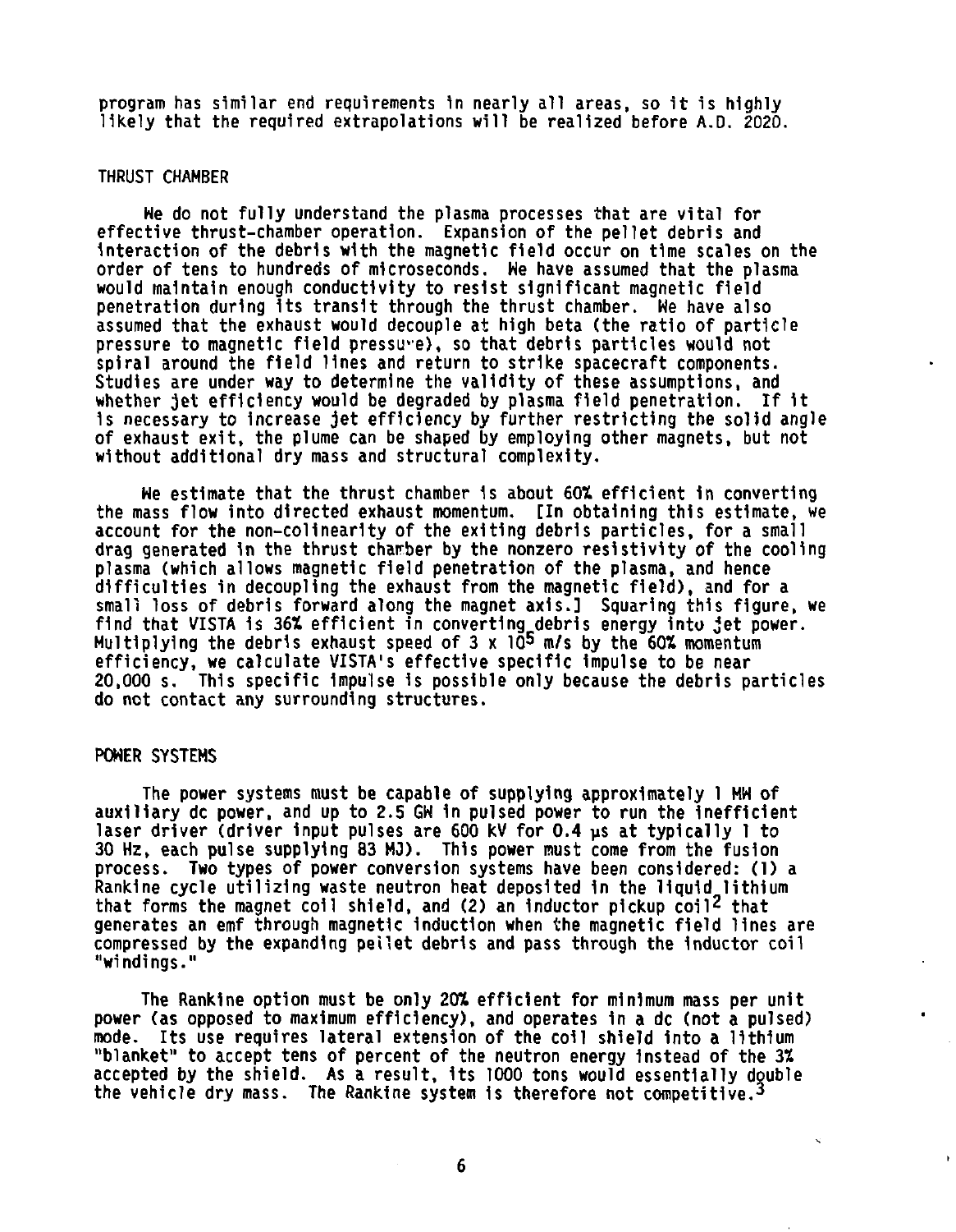program has similar end requirements in nearly all areas, so it is highly likely that the required extrapolations will be realized before A.D. 2020.

## THRUST CHAMBER

We do not fully understand the plasma processes that are vital for effective thrust-chamber operation. Expansion of the pellet debris and interaction of the debris with the magnetic field occur on time scales on the order of tens to hundreds of microseconds. We have assumed that the plasma would maintain enough conductivity to resist significant magnetic field penetration during its transit through the thrust chamber. We have also assumed that the exhaust would decouple at high beta (the ratio of particle pressure to magnetic field pressure), so that debris particles would not spiral around the field lines and return to strike spacecraft components. Studies are under way to determine the validity of these assumptions, and whether jet efficiency would be degraded by plasma field penetration. If it is necessary to increase jet efficiency by further restricting the solid angle of exhaust exit, the plume can be shaped by employing other magnets, but not without additional dry mass and structural complexity.

We estimate that the thrust chamber is about 60% efficient in converting the mass flow into directed exhaust momentum. [In obtaining this estimate, we account for the non-colinearity of the exiting debris particles, for a small drag generated in the thrust chamber by the nonzero resistivity of the cooling plasma (which allows magnetic field penetration of the plasma, and hence difficulties in decoupling the exhaust from the magnetic field), and for a small loss of debris forward along the magnet axis.] Squaring this figure, we find that VISTA is 36% efficient in converting debris energy into jet power. Multiplying the debris exhaust speed of $3 \times 10^5$ m/s by the 60% momentum efficiency, we calculate VISTA's effective specific impulse to be near 20,000 s. This specific impulse is possible only because the debris particles do not contact any surrounding structures.

## POWER SYSTEMS

The power systems must be capable of supplying approximately 1 MW of auxiliary dc power, and up to 2.5 GW in pulsed power to run the inefficient laser driver (driver input pulses are 600 kV for 0.4 μs at typically 1 to 30 Hz, each pulse supplying 83 MJ). This power must come from the fusion process. Two types of power conversion systems have been considered: (1) a Rankine cycle utilizing waste neutron heat deposited in the liquid lithium that forms the magnet coil shield, and (2) an inductor pickup coil[2] that generates an emf through magnetic induction when the magnetic field lines are compressed by the expanding pellet debris and pass through the inductor coil "windings."

The Rankine option must be only 20% efficient for minimum mass per unit power (as opposed to maximum efficiency), and operates in a dc (not a pulsed) mode. Its use requires lateral extension of the coil shield into a lithium "blanket" to accept tens of percent of the neutron energy instead of the 3% accepted by the shield. As a result, its 1000 tons would essentially double the vehicle dry mass. The Rankine system is therefore not competitive.[3]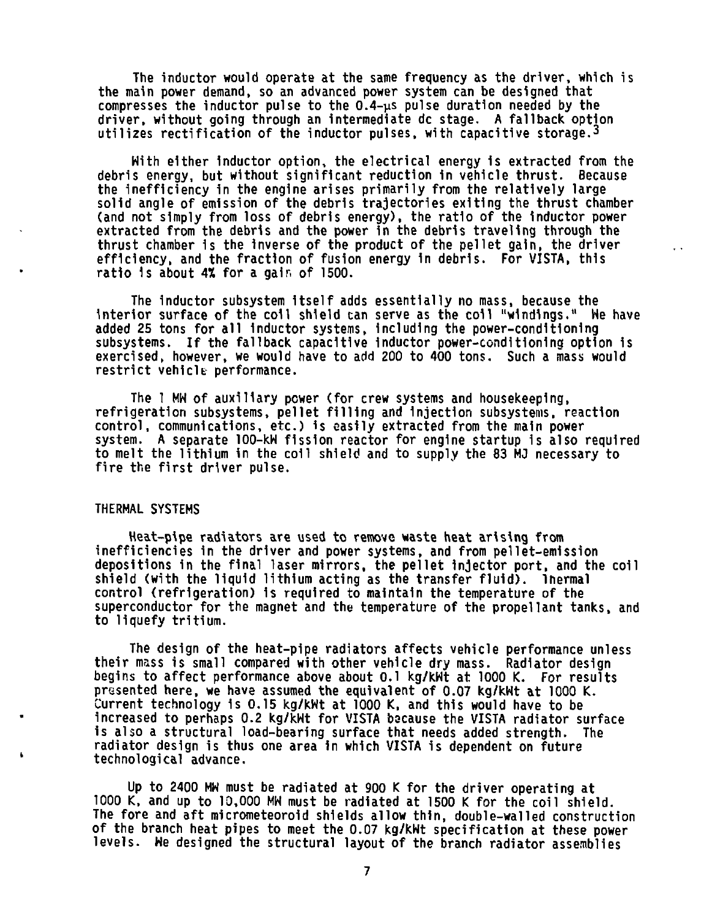The inductor would operate at the same frequency as the driver, which is the main power demand, so an advanced power system can be designed that compresses the inductor pulse to the 0.4-μs pulse duration needed by the driver, without going through an intermediate dc stage. A fallback option utilizes rectification of the inductor pulses, with capacitive storage.[3]

With either inductor option, the electrical energy is extracted from the debris energy, but without significant reduction in vehicle thrust. Because the inefficiency in the engine arises primarily from the relatively large solid angle of emission of the debris trajectories exiting the thrust chamber (and not simply from loss of debris energy), the ratio of the inductor power extracted from the debris and the power in the debris traveling through the thrust chamber is the inverse of the product of the pellet gain, the driver efficiency, and the fraction of fusion energy in debris. For VISTA, this ratio is about 4% for a gain of 1500.

The inductor subsystem itself adds essentially no mass, because the interior surface of the coil shield can serve as the coil "windings." We have added 25 tons for all inductor systems, including the power-conditioning subsystems. If the fallback capacitive inductor power-conditioning option is exercised, however, we would have to add 200 to 400 tons. Such a mass would restrict vehicle performance.

The 1 MW of auxiliary power (for crew systems and housekeeping, refrigeration subsystems, pellet filling and injection subsystems, reaction control, communications, etc.) is easily extracted from the main power system. A separate 100-kW fission reactor for engine startup is also required to melt the lithium in the coil shield and to supply the 83 MJ necessary to fire the first driver pulse.

## THERMAL SYSTEMS

Heat-pipe radiators are used to remove waste heat arising from inefficiencies in the driver and power systems, and from pellet-emission depositions in the final laser mirrors, the pellet injector port, and the coil shield (with the liquid lithium acting as the transfer fluid). Thermal control (refrigeration) is required to maintain the temperature of the superconductor for the magnet and the temperature of the propellant tanks, and to liquefy tritium.

The design of the heat-pipe radiators affects vehicle performance unless their mass is small compared with other vehicle dry mass. Radiator design begins to affect performance above about 0.1 kg/kWt at 1000 K. For results presented here, we have assumed the equivalent of 0.07 kg/kWt at 1000 K. Current technology is 0.15 kg/kWt at 1000 K, and this would have to be increased to perhaps 0.2 kg/kWt for VISTA because the VISTA radiator surface is also a structural load-bearing surface that needs added strength. The radiator design is thus one area in which VISTA is dependent on future technological advance.

Up to 2400 MW must be radiated at 900 K for the driver operating at 1000 K, and up to 10,000 MW must be radiated at 1500 K for the coil shield. The fore and aft micrometeoroid shields allow thin, double-walled construction of the branch heat pipes to meet the 0.07 kg/kWt specification at these power levels. We designed the structural layout of the branch radiator assemblies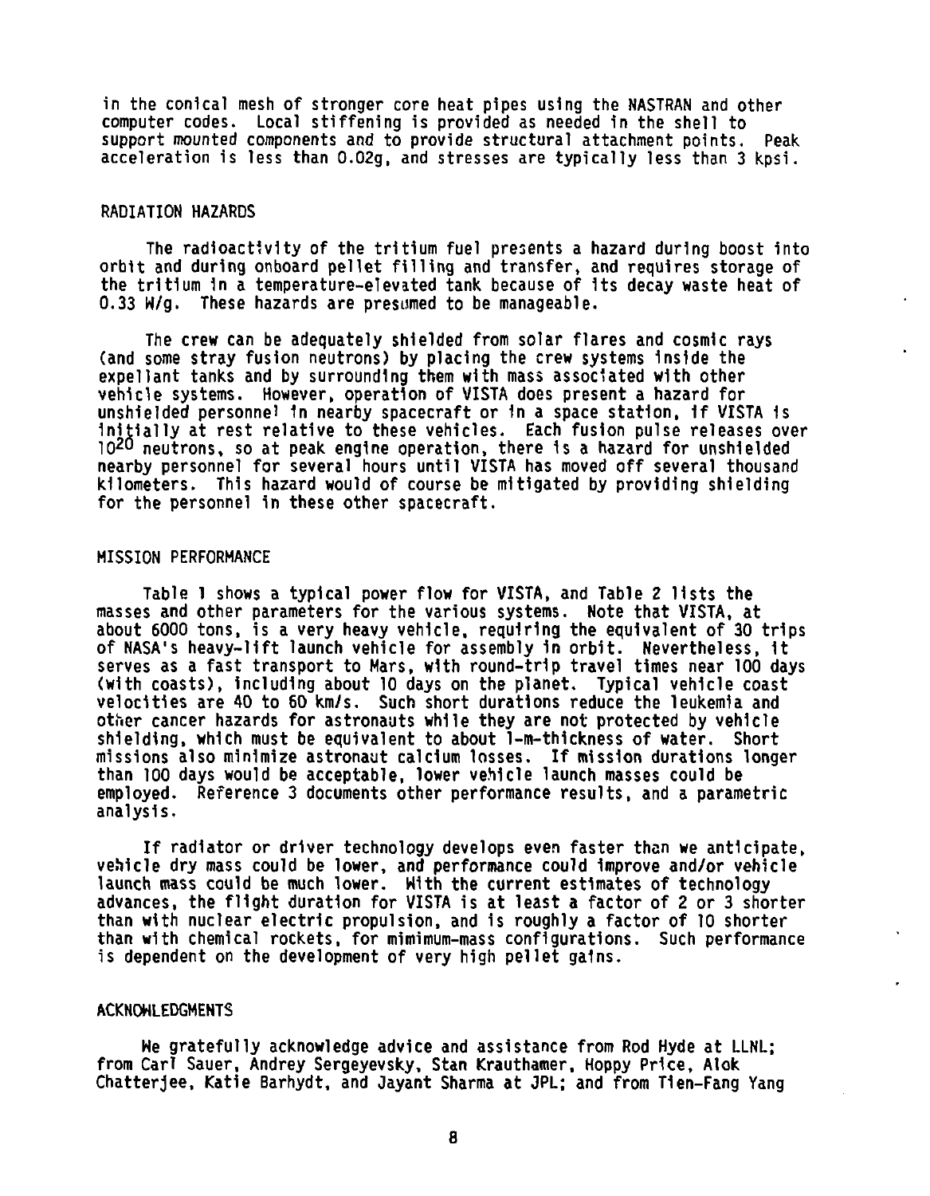in the conical mesh of stronger core heat pipes using the NASTRAN and other computer codes. Local stiffening is provided as needed in the shell to support mounted components and to provide structural attachment points. Peak acceleration is less than 0.02g, and stresses are typically less than 3 kpsi.

## RADIATION HAZARDS

The radioactivity of the tritium fuel presents a hazard during boost into orbit and during onboard pellet filling and transfer, and requires storage of the tritium in a temperature-elevated tank because of its decay waste heat of 0.33 W/g. These hazards are presumed to be manageable.

The crew can be adequately shielded from solar flares and cosmic rays (and some stray fusion neutrons) by placing the crew systems inside the expellant tanks and by surrounding them with mass associated with other vehicle systems. However, operation of VISTA does present a hazard for unshielded personnel in nearby spacecraft or in a space station, if VISTA is initially at rest relative to these vehicles. Each fusion pulse releases over $10^{20}$ neutrons, so at peak engine operation, there is a hazard for unshielded nearby personnel for several hours until VISTA has moved off several thousand kilometers. This hazard would of course be mitigated by providing shielding for the personnel in these other spacecraft.

## MISSION PERFORMANCE

Table 1 shows a typical power flow for VISTA, and Table 2 lists the masses and other parameters for the various systems. Note that VISTA, at about 6000 tons, is a very heavy vehicle, requiring the equivalent of 30 trips of NASA's heavy-lift launch vehicle for assembly in orbit. Nevertheless, it serves as a fast transport to Mars, with round-trip travel times near 100 days (with coasts), including about 10 days on the planet. Typical vehicle coast velocities are 40 to 60 km/s. Such short durations reduce the leukemia and other cancer hazards for astronauts while they are not protected by vehicle shielding, which must be equivalent to about 1-m-thickness of water. Short missions also minimize astronaut calcium losses. If mission durations longer than 100 days would be acceptable, lower vehicle launch masses could be employed. Reference 3 documents other performance results, and a parametric analysis.

If radiator or driver technology develops even faster than we anticipate, vehicle dry mass could be lower, and performance could improve and/or vehicle launch mass could be much lower. With the current estimates of technology advances, the flight duration for VISTA is at least a factor of 2 or 3 shorter than with nuclear electric propulsion, and is roughly a factor of 10 shorter than with chemical rockets, for mimimum-mass configurations. Such performance is dependent on the development of very high pellet gains.

## ACKNOWLEDGMENTS

We gratefully acknowledge advice and assistance from Rod Hyde at LLNL; from Carl Sauer, Andrey Sergeyevsky, Stan Krauthamer, Hoppy Price, Alok Chatterjee, Katie Barhydt, and Jayant Sharma at JPL; and from Tien-Fang Yang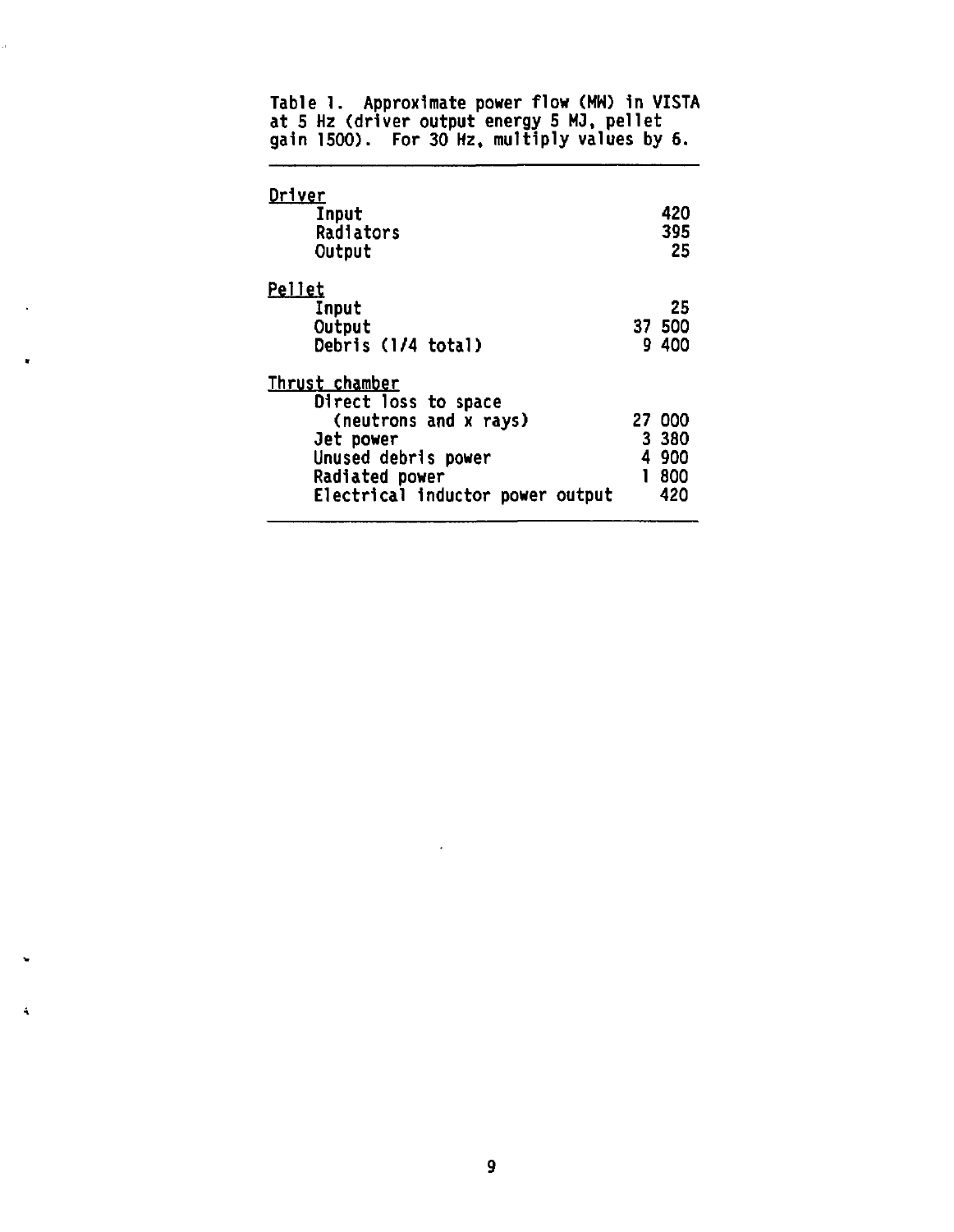Table 1. Approximate power flow (MW) in VISTA at 5 Hz (driver output energy 5 MJ, pellet gain 1500). For 30 Hz, multiply values by 6.

| | |
|---|---|
| <u>Driver</u> | |
| Input | 420 |
| Radiators | 395 |
| Output | 25 |
| <u>Pellet</u> | |
| Input | 25 |
| Output | 37 500 |
| Debris (1/4 total) | 9 400 |
| <u>Thrust chamber</u> | |
| Direct loss to space (neutrons and x rays) | 27 000 |
| Jet power | 3 380 |
| Unused debris power | 4 900 |
| Radiated power | 1 800 |
| Electrical inductor power output | 420 |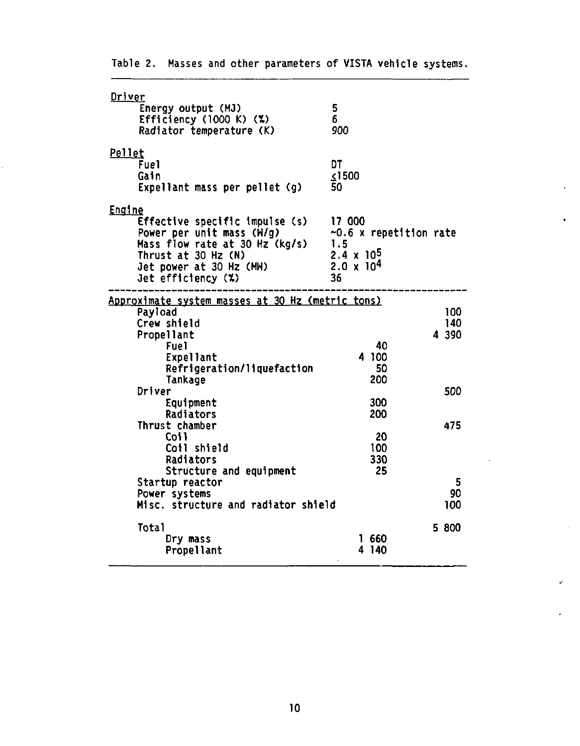Table 2. Masses and other parameters of VISTA vehicle systems.

| | | |
|---|---|---|
| **Driver** | | |
| Energy output (MJ) | 5 | |
| Efficiency (1000 K) (%) | 6 | |
| Radiator temperature (K) | 900 | |
| **Pellet** | | |
| Fuel | DT | |
| Gain | ≤1500 | |
| Expellant mass per pellet (g) | 50 | |
| **Engine** | | |
| Effective specific impulse (s) | 17 000 | |
| Power per unit mass (W/g) | ~0.6 x repetition rate | |
| Mass flow rate at 30 Hz (kg/s) | 1.5 | |
| Thrust at 30 Hz (N) | $2.4 \times 10^5$ | |
| Jet power at 30 Hz (MW) | $2.0 \times 10^4$ | |
| Jet efficiency (%) | 36 | |
| **Approximate system masses at 30 Hz (metric tons)** | | |
| Payload | | 100 |
| Crew shield | | 140 |
| Propellant | | 4 390 |
| Fuel | 40 | |
| Expellant | 4 100 | |
| Refrigeration/liquefaction | 50 | |
| Tankage | 200 | |
| Driver | | 500 |
| Equipment | 300 | |
| Radiators | 200 | |
| Thrust chamber | | 475 |
| Coil | 20 | |
| Coil shield | 100 | |
| Radiators | 330 | |
| Structure and equipment | 25 | |
| Startup reactor | | 5 |
| Power systems | | 90 |
| Misc. structure and radiator shield | | 100 |
| Total | | 5 800 |
| Dry mass | 1 660 | |
| Propellant | 4 140 | |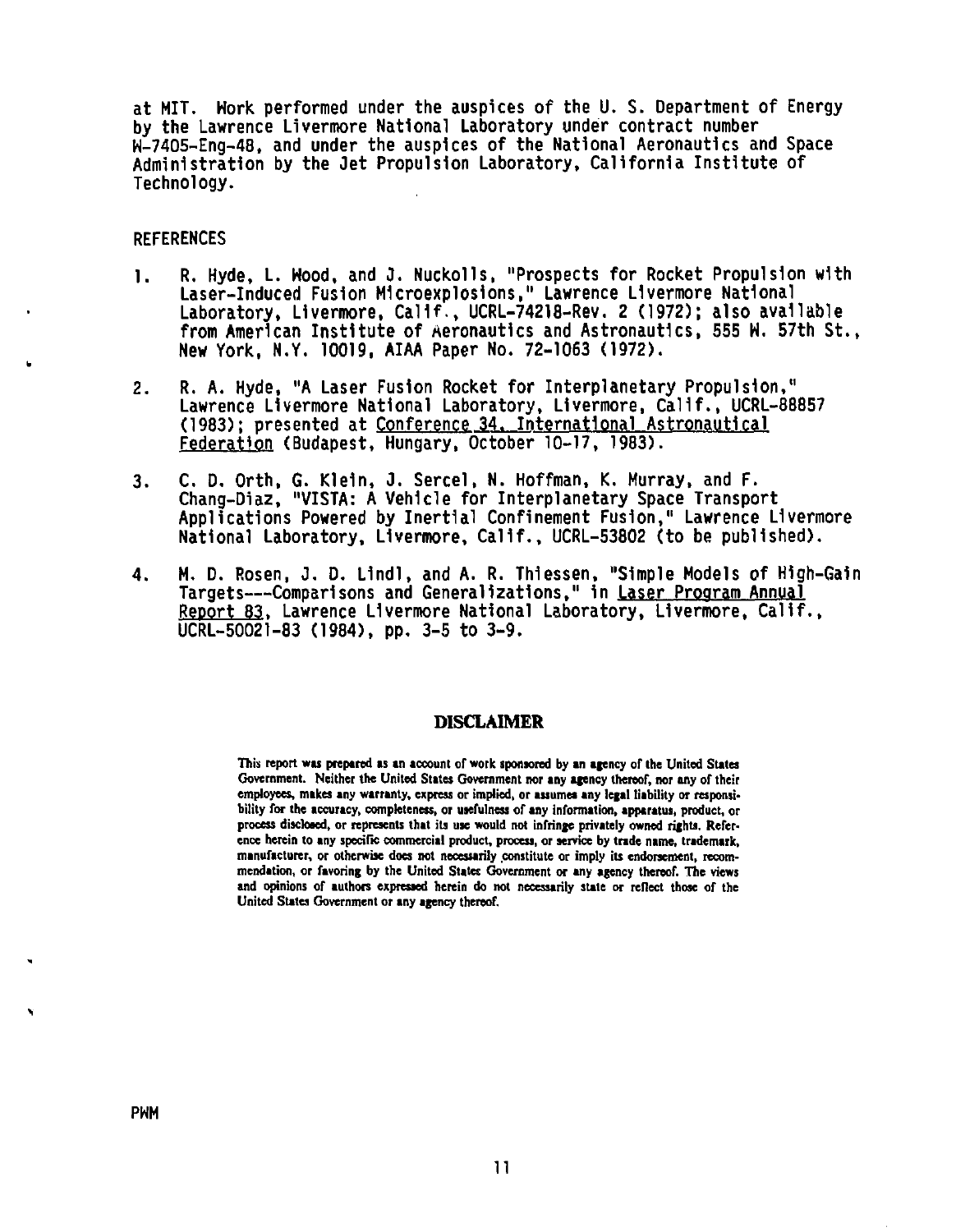at MIT. Work performed under the auspices of the U. S. Department of Energy by the Lawrence Livermore National Laboratory under contract number W-7405-Eng-48, and under the auspices of the National Aeronautics and Space Administration by the Jet Propulsion Laboratory, California Institute of Technology.

## REFERENCES

1. R. Hyde, L. Wood, and J. Nuckolls, "Prospects for Rocket Propulsion with Laser-Induced Fusion Microexplosions," Lawrence Livermore National Laboratory, Livermore, Calif., UCRL-74218-Rev. 2 (1972); also available from American Institute of Aeronautics and Astronautics, 555 W. 57th St., New York, N.Y. 10019, AIAA Paper No. 72-1063 (1972).

2. R. A. Hyde, "A Laser Fusion Rocket for Interplanetary Propulsion," Lawrence Livermore National Laboratory, Livermore, Calif., UCRL-88857 (1983); presented at Conference 34, International Astronautical Federation (Budapest, Hungary, October 10-17, 1983).

3. C. D. Orth, G. Klein, J. Sercel, N. Hoffman, K. Murray, and F. Chang-Diaz, "VISTA: A Vehicle for Interplanetary Space Transport Applications Powered by Inertial Confinement Fusion," Lawrence Livermore National Laboratory, Livermore, Calif., UCRL-53802 (to be published).

4. M. D. Rosen, J. D. Lindl, and A. R. Thiessen, "Simple Models of High-Gain Targets---Comparisons and Generalizations," in Laser Program Annual Report 83, Lawrence Livermore National Laboratory, Livermore, Calif., UCRL-50021-83 (1984), pp. 3-5 to 3-9.

## DISCLAIMER

This report was prepared as an account of work sponsored by an agency of the United States Government. Neither the United States Government nor any agency thereof, nor any of their employees, makes any warranty, express or implied, or assumes any legal liability or responsibility for the accuracy, completeness, or usefulness of any information, apparatus, product, or process disclosed, or represents that its use would not infringe privately owned rights. Reference herein to any specific commercial product, process, or service by trade name, trademark, manufacturer, or otherwise does not necessarily constitute or imply its endorsement, recommendation, or favoring by the United States Government or any agency thereof. The views and opinions of authors expressed herein do not necessarily state or reflect those of the United States Government or any agency thereof.

PWM